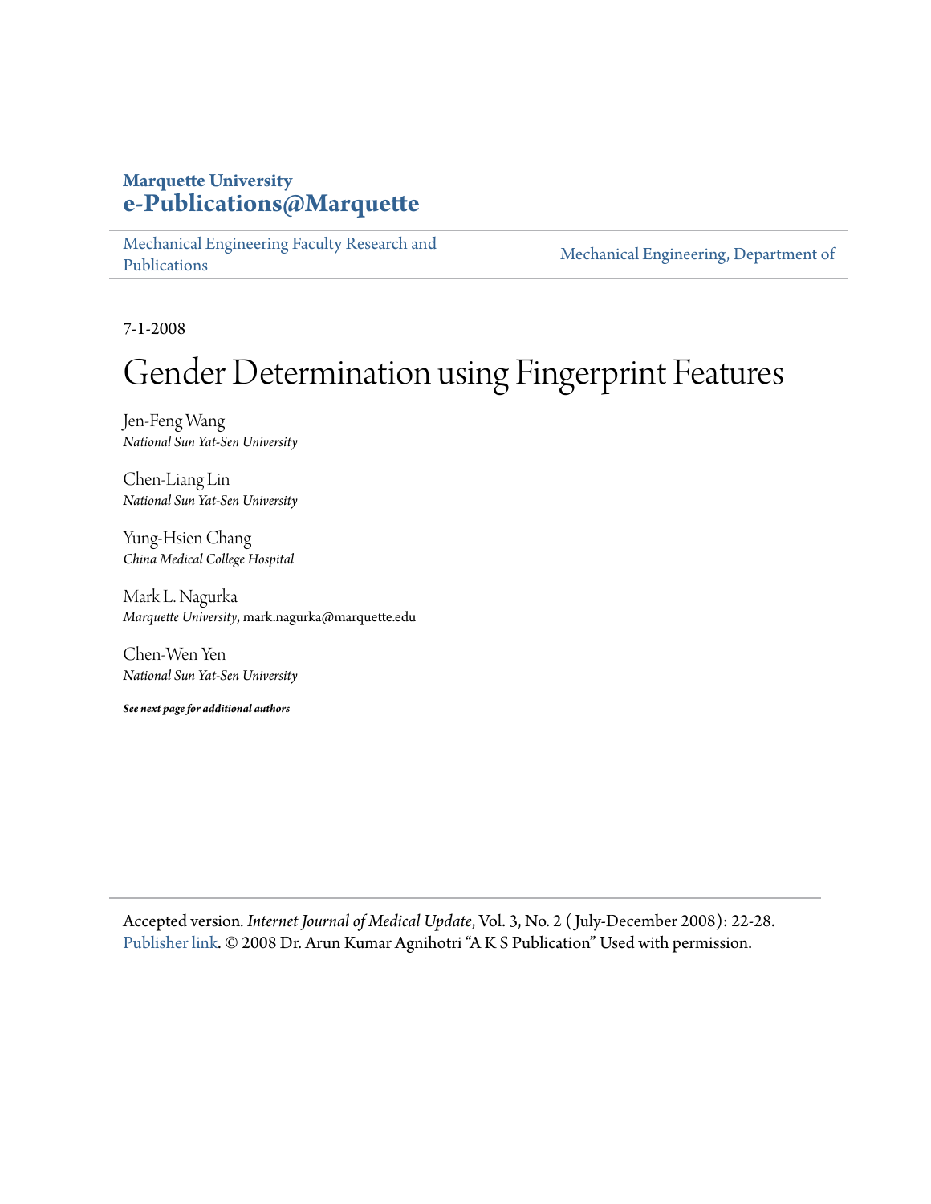**Marquette University**
**e-Publications@Marquette**

Mechanical Engineering Faculty Research and Publications | Mechanical Engineering, Department of

7-1-2008

# Gender Determination using Fingerprint Features

Jen-Feng Wang
*National Sun Yat-Sen University*

Chen-Liang Lin
*National Sun Yat-Sen University*

Yung-Hsien Chang
*China Medical College Hospital*

Mark L. Nagurka
*Marquette University*, mark.nagurka@marquette.edu

Chen-Wen Yen
*National Sun Yat-Sen University*

***See next page for additional authors***

---

Accepted version. *Internet Journal of Medical Update*, Vol. 3, No. 2 (July-December 2008): 22-28. Publisher link. © 2008 Dr. Arun Kumar Agnihotri "A K S Publication" Used with permission.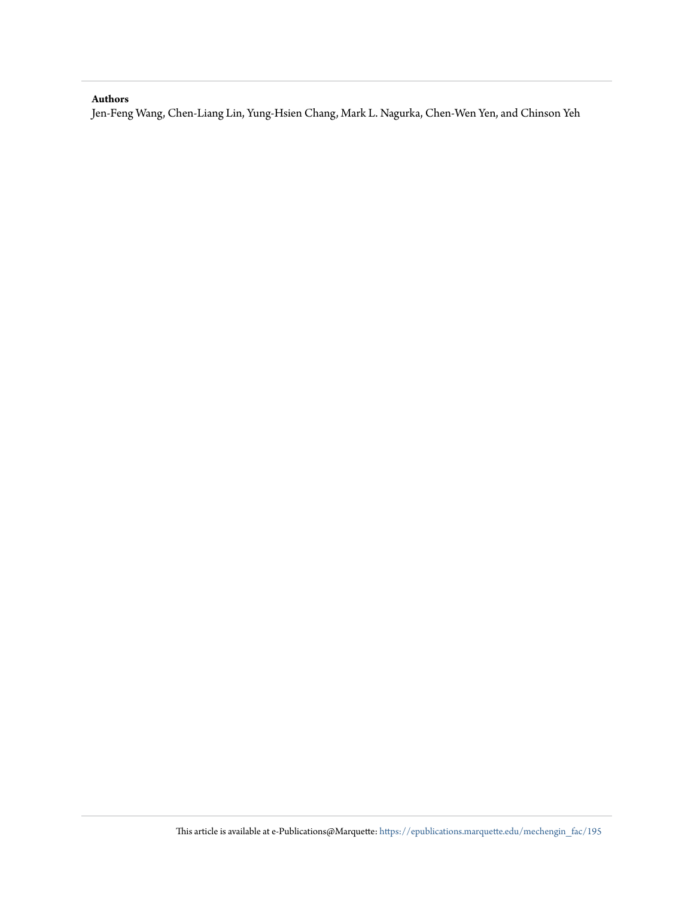**Authors**

Jen-Feng Wang, Chen-Liang Lin, Yung-Hsien Chang, Mark L. Nagurka, Chen-Wen Yen, and Chinson Yeh

This article is available at e-Publications@Marquette: https://epublications.marquette.edu/mechengin_fac/195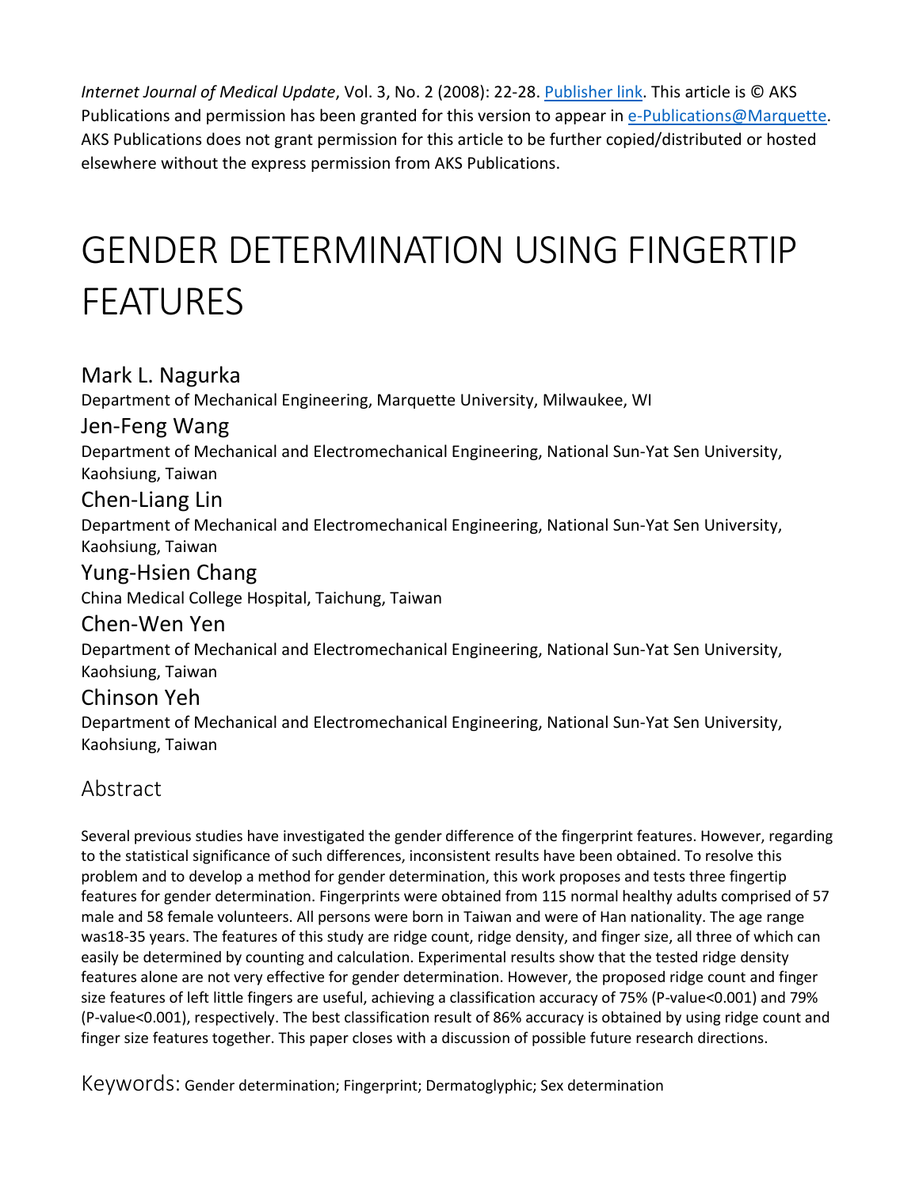*Internet Journal of Medical Update*, Vol. 3, No. 2 (2008): 22-28. [Publisher link](). This article is © AKS Publications and permission has been granted for this version to appear in [e-Publications@Marquette](). AKS Publications does not grant permission for this article to be further copied/distributed or hosted elsewhere without the express permission from AKS Publications.

# GENDER DETERMINATION USING FINGERTIP FEATURES

## Mark L. Nagurka

Department of Mechanical Engineering, Marquette University, Milwaukee, WI

## Jen-Feng Wang

Department of Mechanical and Electromechanical Engineering, National Sun-Yat Sen University, Kaohsiung, Taiwan

## Chen-Liang Lin

Department of Mechanical and Electromechanical Engineering, National Sun-Yat Sen University, Kaohsiung, Taiwan

## Yung-Hsien Chang

China Medical College Hospital, Taichung, Taiwan

## Chen-Wen Yen

Department of Mechanical and Electromechanical Engineering, National Sun-Yat Sen University, Kaohsiung, Taiwan

## Chinson Yeh

Department of Mechanical and Electromechanical Engineering, National Sun-Yat Sen University, Kaohsiung, Taiwan

## Abstract

Several previous studies have investigated the gender difference of the fingerprint features. However, regarding to the statistical significance of such differences, inconsistent results have been obtained. To resolve this problem and to develop a method for gender determination, this work proposes and tests three fingertip features for gender determination. Fingerprints were obtained from 115 normal healthy adults comprised of 57 male and 58 female volunteers. All persons were born in Taiwan and were of Han nationality. The age range was18-35 years. The features of this study are ridge count, ridge density, and finger size, all three of which can easily be determined by counting and calculation. Experimental results show that the tested ridge density features alone are not very effective for gender determination. However, the proposed ridge count and finger size features of left little fingers are useful, achieving a classification accuracy of 75% (P-value<0.001) and 79% (P-value<0.001), respectively. The best classification result of 86% accuracy is obtained by using ridge count and finger size features together. This paper closes with a discussion of possible future research directions.

Keywords: Gender determination; Fingerprint; Dermatoglyphic; Sex determination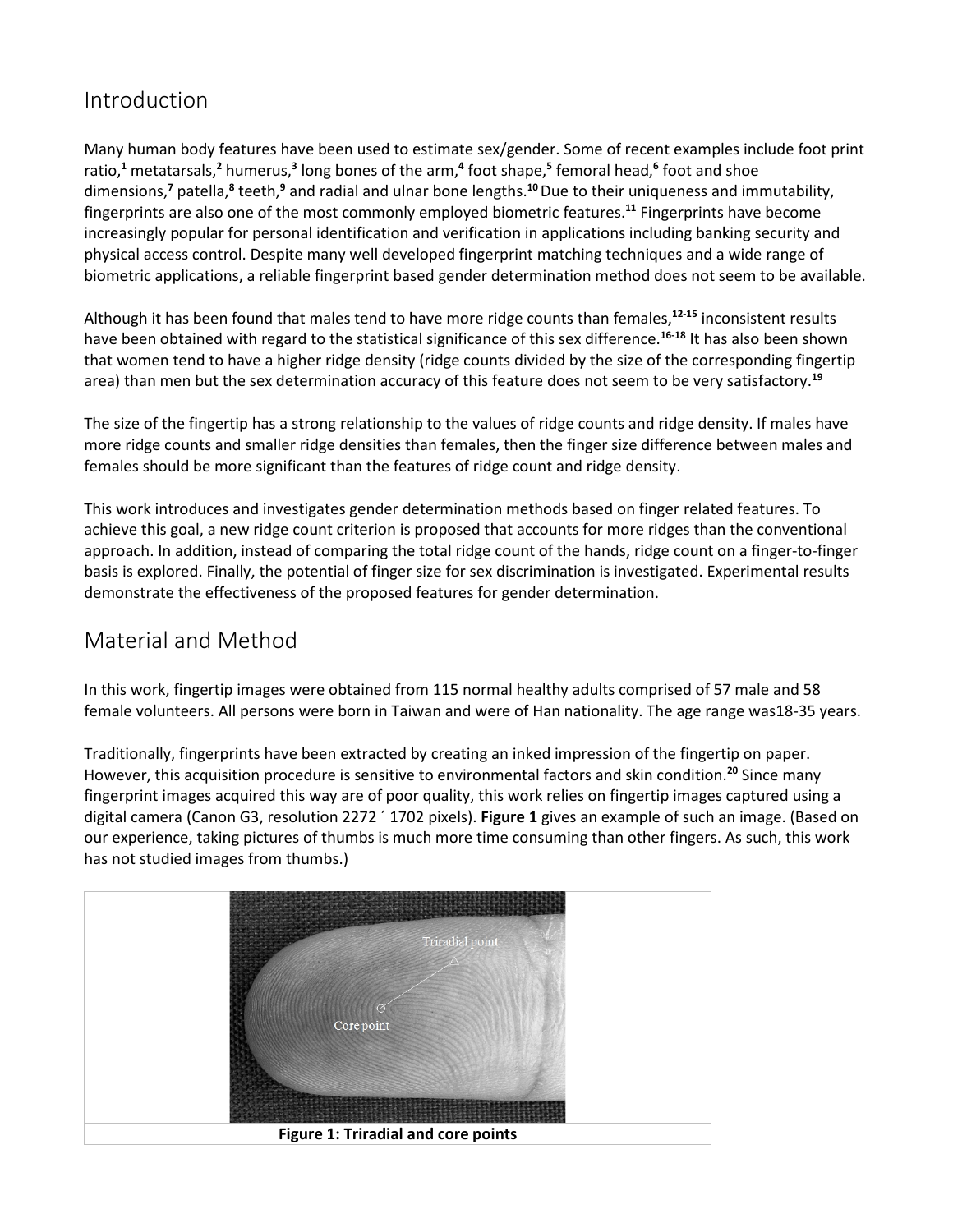## Introduction

Many human body features have been used to estimate sex/gender. Some of recent examples include foot print ratio,[1] metatarsals,[2] humerus,[3] long bones of the arm,[4] foot shape,[5] femoral head,[6] foot and shoe dimensions,[7] patella,[8] teeth,[9] and radial and ulnar bone lengths.[10] Due to their uniqueness and immutability, fingerprints are also one of the most commonly employed biometric features.[11] Fingerprints have become increasingly popular for personal identification and verification in applications including banking security and physical access control. Despite many well developed fingerprint matching techniques and a wide range of biometric applications, a reliable fingerprint based gender determination method does not seem to be available.

Although it has been found that males tend to have more ridge counts than females,[12-15] inconsistent results have been obtained with regard to the statistical significance of this sex difference.[16-18] It has also been shown that women tend to have a higher ridge density (ridge counts divided by the size of the corresponding fingertip area) than men but the sex determination accuracy of this feature does not seem to be very satisfactory.[19]

The size of the fingertip has a strong relationship to the values of ridge counts and ridge density. If males have more ridge counts and smaller ridge densities than females, then the finger size difference between males and females should be more significant than the features of ridge count and ridge density.

This work introduces and investigates gender determination methods based on finger related features. To achieve this goal, a new ridge count criterion is proposed that accounts for more ridges than the conventional approach. In addition, instead of comparing the total ridge count of the hands, ridge count on a finger-to-finger basis is explored. Finally, the potential of finger size for sex discrimination is investigated. Experimental results demonstrate the effectiveness of the proposed features for gender determination.

## Material and Method

In this work, fingertip images were obtained from 115 normal healthy adults comprised of 57 male and 58 female volunteers. All persons were born in Taiwan and were of Han nationality. The age range was18-35 years.

Traditionally, fingerprints have been extracted by creating an inked impression of the fingertip on paper. However, this acquisition procedure is sensitive to environmental factors and skin condition.[20] Since many fingerprint images acquired this way are of poor quality, this work relies on fingertip images captured using a digital camera (Canon G3, resolution 2272 ´ 1702 pixels). **Figure 1** gives an example of such an image. (Based on our experience, taking pictures of thumbs is much more time consuming than other fingers. As such, this work has not studied images from thumbs.)

**Figure 1: Triradial and core points**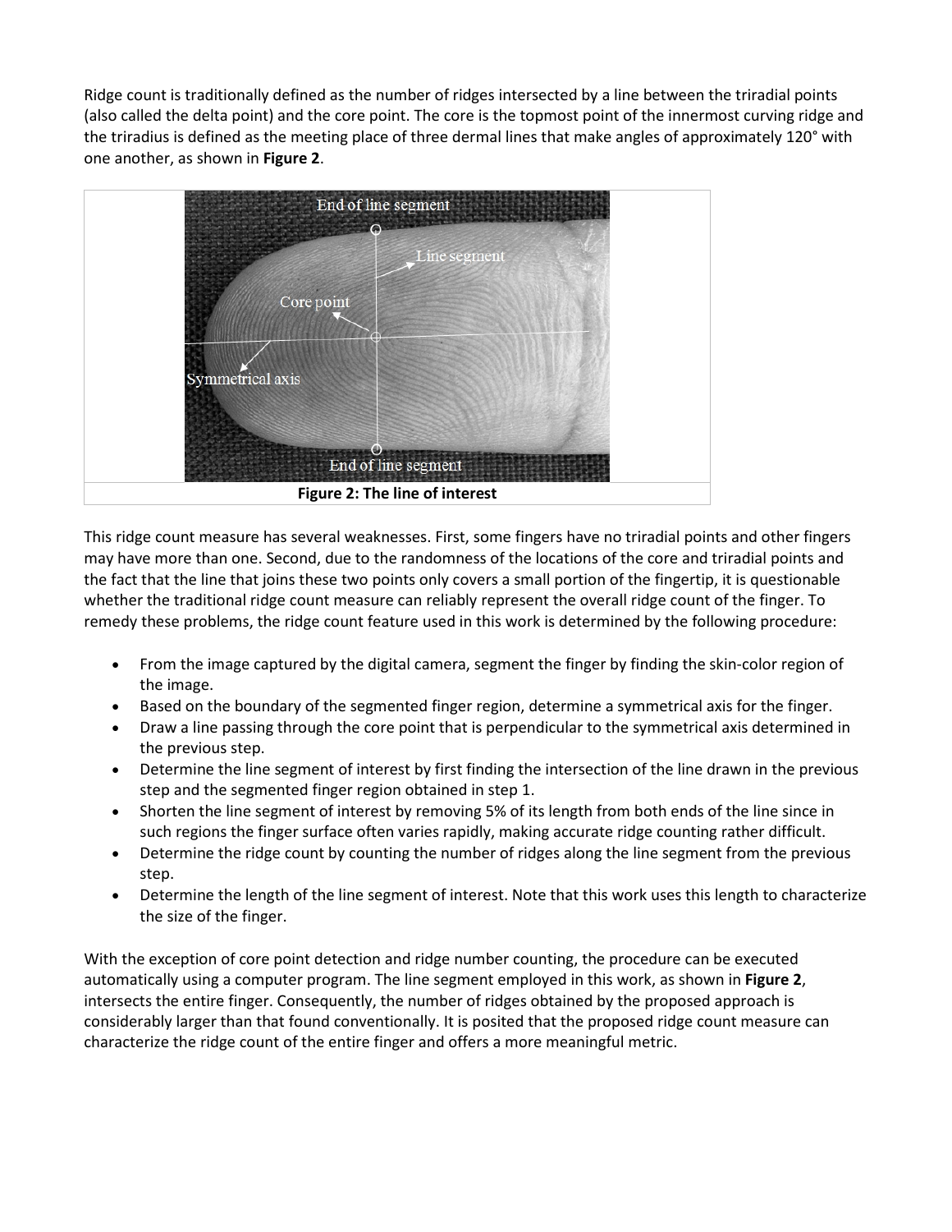Ridge count is traditionally defined as the number of ridges intersected by a line between the triradial points (also called the delta point) and the core point. The core is the topmost point of the innermost curving ridge and the triradius is defined as the meeting place of three dermal lines that make angles of approximately 120° with one another, as shown in **Figure 2**.

**Figure 2: The line of interest**

This ridge count measure has several weaknesses. First, some fingers have no triradial points and other fingers may have more than one. Second, due to the randomness of the locations of the core and triradial points and the fact that the line that joins these two points only covers a small portion of the fingertip, it is questionable whether the traditional ridge count measure can reliably represent the overall ridge count of the finger. To remedy these problems, the ridge count feature used in this work is determined by the following procedure:

- From the image captured by the digital camera, segment the finger by finding the skin-color region of the image.
- Based on the boundary of the segmented finger region, determine a symmetrical axis for the finger.
- Draw a line passing through the core point that is perpendicular to the symmetrical axis determined in the previous step.
- Determine the line segment of interest by first finding the intersection of the line drawn in the previous step and the segmented finger region obtained in step 1.
- Shorten the line segment of interest by removing 5% of its length from both ends of the line since in such regions the finger surface often varies rapidly, making accurate ridge counting rather difficult.
- Determine the ridge count by counting the number of ridges along the line segment from the previous step.
- Determine the length of the line segment of interest. Note that this work uses this length to characterize the size of the finger.

With the exception of core point detection and ridge number counting, the procedure can be executed automatically using a computer program. The line segment employed in this work, as shown in **Figure 2**, intersects the entire finger. Consequently, the number of ridges obtained by the proposed approach is considerably larger than that found conventionally. It is posited that the proposed ridge count measure can characterize the ridge count of the entire finger and offers a more meaningful metric.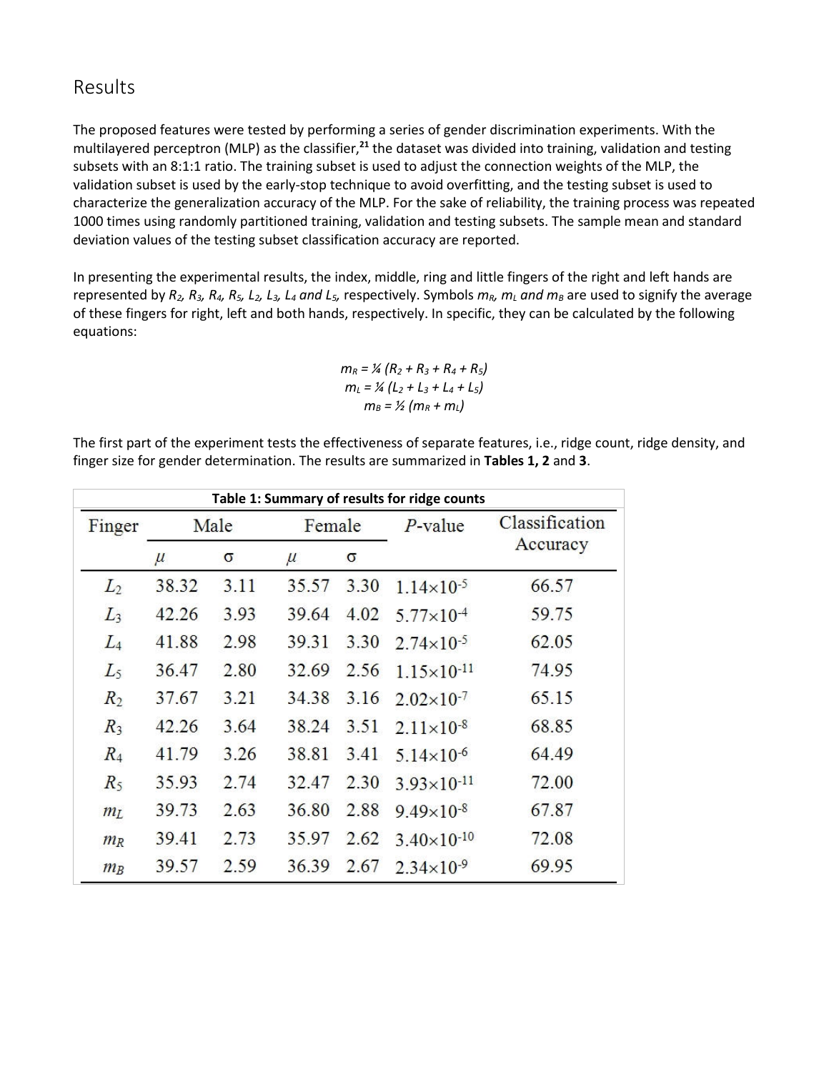## Results

The proposed features were tested by performing a series of gender discrimination experiments. With the multilayered perceptron (MLP) as the classifier,[21] the dataset was divided into training, validation and testing subsets with an 8:1:1 ratio. The training subset is used to adjust the connection weights of the MLP, the validation subset is used by the early-stop technique to avoid overfitting, and the testing subset is used to characterize the generalization accuracy of the MLP. For the sake of reliability, the training process was repeated 1000 times using randomly partitioned training, validation and testing subsets. The sample mean and standard deviation values of the testing subset classification accuracy are reported.

In presenting the experimental results, the index, middle, ring and little fingers of the right and left hands are represented by $R_2$, $R_3$, $R_4$, $R_5$, $L_2$, $L_3$, $L_4$ and $L_5$, respectively. Symbols $m_R$, $m_L$ and $m_B$ are used to signify the average of these fingers for right, left and both hands, respectively. In specific, they can be calculated by the following equations:

$$m_R = ¼ (R_2 + R_3 + R_4 + R_5)$$
$$m_L = ¼ (L_2 + L_3 + L_4 + L_5)$$
$$m_B = ½ (m_R + m_L)$$

The first part of the experiment tests the effectiveness of separate features, i.e., ridge count, ridge density, and finger size for gender determination. The results are summarized in **Tables 1, 2** and **3**.

**Table 1: Summary of results for ridge counts**

| Finger | Male | | Female | | *P*-value | Classification Accuracy |
|---|---|---|---|---|---|---|
| | $\mu$ | σ | $\mu$ | σ | | |
| $L_2$ | 38.32 | 3.11 | 35.57 | 3.30 | $1.14 \times 10^{-5}$ | 66.57 |
| $L_3$ | 42.26 | 3.93 | 39.64 | 4.02 | $5.77 \times 10^{-4}$ | 59.75 |
| $L_4$ | 41.88 | 2.98 | 39.31 | 3.30 | $2.74 \times 10^{-5}$ | 62.05 |
| $L_5$ | 36.47 | 2.80 | 32.69 | 2.56 | $1.15 \times 10^{-11}$ | 74.95 |
| $R_2$ | 37.67 | 3.21 | 34.38 | 3.16 | $2.02 \times 10^{-7}$ | 65.15 |
| $R_3$ | 42.26 | 3.64 | 38.24 | 3.51 | $2.11 \times 10^{-8}$ | 68.85 |
| $R_4$ | 41.79 | 3.26 | 38.81 | 3.41 | $5.14 \times 10^{-6}$ | 64.49 |
| $R_5$ | 35.93 | 2.74 | 32.47 | 2.30 | $3.93 \times 10^{-11}$ | 72.00 |
| $m_L$ | 39.73 | 2.63 | 36.80 | 2.88 | $9.49 \times 10^{-8}$ | 67.87 |
| $m_R$ | 39.41 | 2.73 | 35.97 | 2.62 | $3.40 \times 10^{-10}$ | 72.08 |
| $m_B$ | 39.57 | 2.59 | 36.39 | 2.67 | $2.34 \times 10^{-9}$ | 69.95 |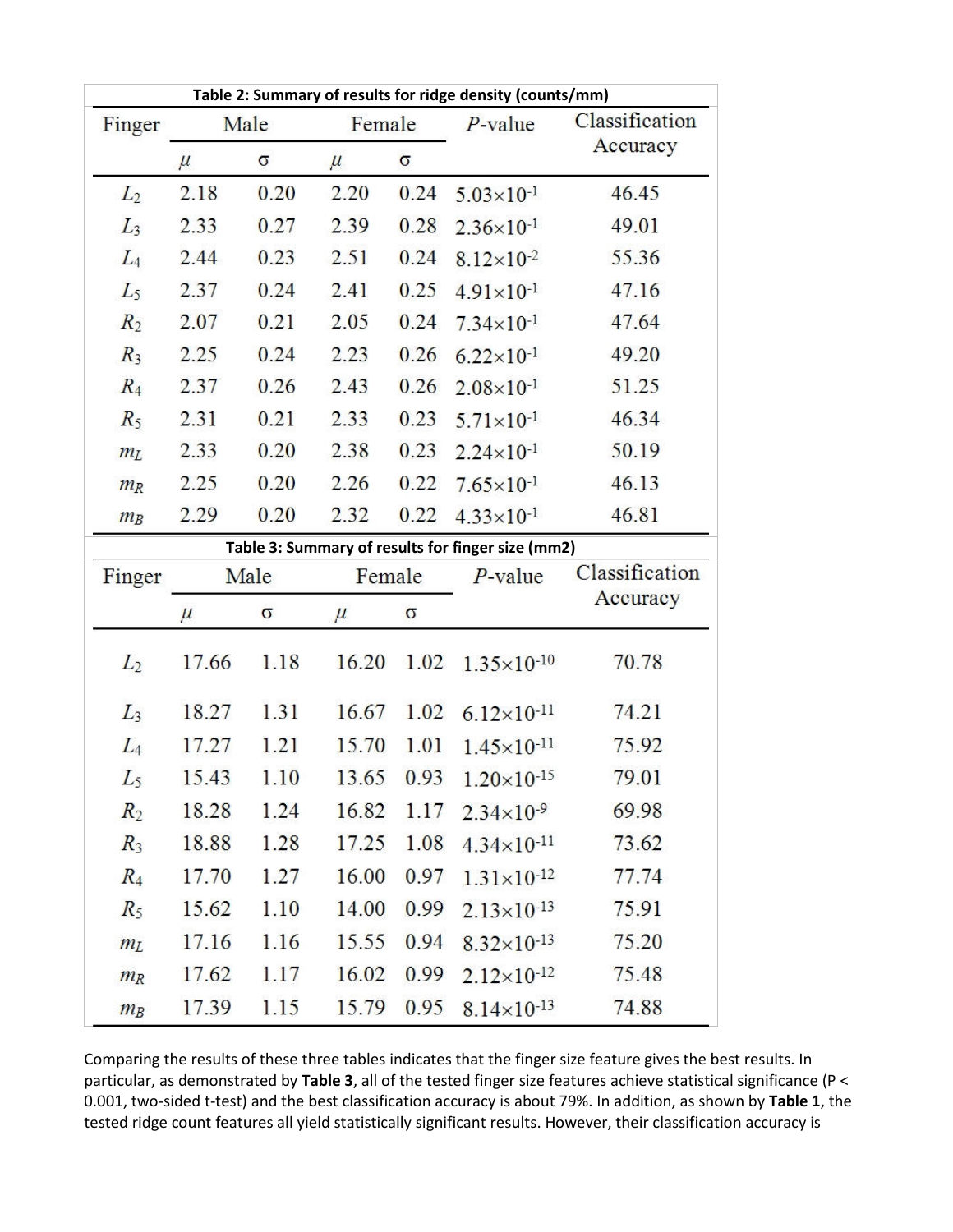**Table 2: Summary of results for ridge density (counts/mm)**

| Finger | Male | | Female | | P-value | Classification Accuracy |
|---|---|---|---|---|---|---|
| | $\mu$ | σ | $\mu$ | σ | | |
| $L_2$ | 2.18 | 0.20 | 2.20 | 0.24 | $5.03\times10^{-1}$ | 46.45 |
| $L_3$ | 2.33 | 0.27 | 2.39 | 0.28 | $2.36\times10^{-1}$ | 49.01 |
| $L_4$ | 2.44 | 0.23 | 2.51 | 0.24 | $8.12\times10^{-2}$ | 55.36 |
| $L_5$ | 2.37 | 0.24 | 2.41 | 0.25 | $4.91\times10^{-1}$ | 47.16 |
| $R_2$ | 2.07 | 0.21 | 2.05 | 0.24 | $7.34\times10^{-1}$ | 47.64 |
| $R_3$ | 2.25 | 0.24 | 2.23 | 0.26 | $6.22\times10^{-1}$ | 49.20 |
| $R_4$ | 2.37 | 0.26 | 2.43 | 0.26 | $2.08\times10^{-1}$ | 51.25 |
| $R_5$ | 2.31 | 0.21 | 2.33 | 0.23 | $5.71\times10^{-1}$ | 46.34 |
| $m_L$ | 2.33 | 0.20 | 2.38 | 0.23 | $2.24\times10^{-1}$ | 50.19 |
| $m_R$ | 2.25 | 0.20 | 2.26 | 0.22 | $7.65\times10^{-1}$ | 46.13 |
| $m_B$ | 2.29 | 0.20 | 2.32 | 0.22 | $4.33\times10^{-1}$ | 46.81 |

**Table 3: Summary of results for finger size (mm2)**

| Finger | Male | | Female | | P-value | Classification Accuracy |
|---|---|---|---|---|---|---|
| | $\mu$ | σ | $\mu$ | σ | | |
| $L_2$ | 17.66 | 1.18 | 16.20 | 1.02 | $1.35\times10^{-10}$ | 70.78 |
| $L_3$ | 18.27 | 1.31 | 16.67 | 1.02 | $6.12\times10^{-11}$ | 74.21 |
| $L_4$ | 17.27 | 1.21 | 15.70 | 1.01 | $1.45\times10^{-11}$ | 75.92 |
| $L_5$ | 15.43 | 1.10 | 13.65 | 0.93 | $1.20\times10^{-15}$ | 79.01 |
| $R_2$ | 18.28 | 1.24 | 16.82 | 1.17 | $2.34\times10^{-9}$ | 69.98 |
| $R_3$ | 18.88 | 1.28 | 17.25 | 1.08 | $4.34\times10^{-11}$ | 73.62 |
| $R_4$ | 17.70 | 1.27 | 16.00 | 0.97 | $1.31\times10^{-12}$ | 77.74 |
| $R_5$ | 15.62 | 1.10 | 14.00 | 0.99 | $2.13\times10^{-13}$ | 75.91 |
| $m_L$ | 17.16 | 1.16 | 15.55 | 0.94 | $8.32\times10^{-13}$ | 75.20 |
| $m_R$ | 17.62 | 1.17 | 16.02 | 0.99 | $2.12\times10^{-12}$ | 75.48 |
| $m_B$ | 17.39 | 1.15 | 15.79 | 0.95 | $8.14\times10^{-13}$ | 74.88 |

Comparing the results of these three tables indicates that the finger size feature gives the best results. In particular, as demonstrated by **Table 3**, all of the tested finger size features achieve statistical significance ($P < 0.001$, two-sided t-test) and the best classification accuracy is about 79%. In addition, as shown by **Table 1**, the tested ridge count features all yield statistically significant results. However, their classification accuracy is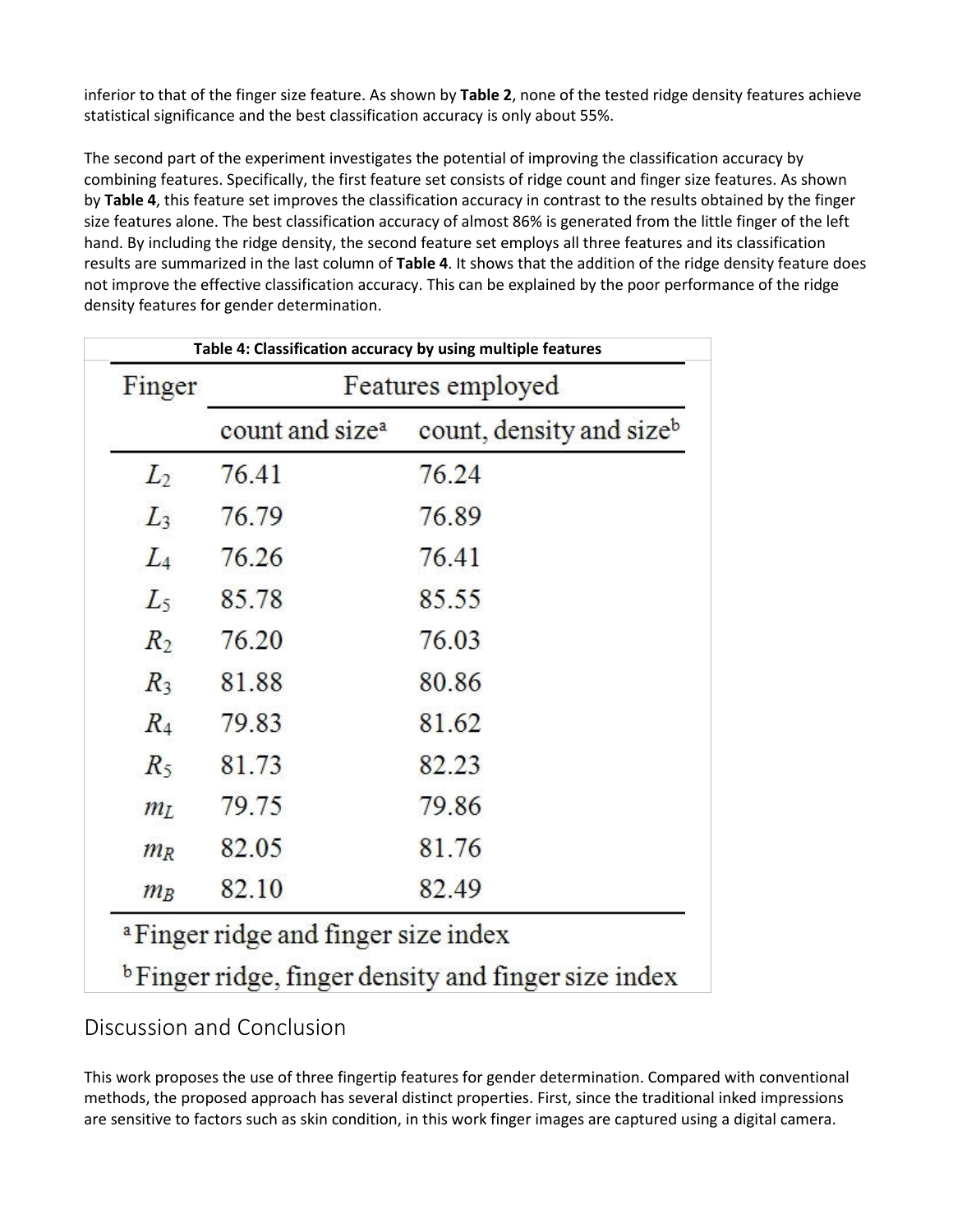inferior to that of the finger size feature. As shown by **Table 2**, none of the tested ridge density features achieve statistical significance and the best classification accuracy is only about 55%.

The second part of the experiment investigates the potential of improving the classification accuracy by combining features. Specifically, the first feature set consists of ridge count and finger size features. As shown by **Table 4**, this feature set improves the classification accuracy in contrast to the results obtained by the finger size features alone. The best classification accuracy of almost 86% is generated from the little finger of the left hand. By including the ridge density, the second feature set employs all three features and its classification results are summarized in the last column of **Table 4**. It shows that the addition of the ridge density feature does not improve the effective classification accuracy. This can be explained by the poor performance of the ridge density features for gender determination.

**Table 4: Classification accuracy by using multiple features**

| Finger | Features employed | |
|---|---|---|
| | count and size[a] | count, density and size[b] |
| $L_2$ | 76.41 | 76.24 |
| $L_3$ | 76.79 | 76.89 |
| $L_4$ | 76.26 | 76.41 |
| $L_5$ | 85.78 | 85.55 |
| $R_2$ | 76.20 | 76.03 |
| $R_3$ | 81.88 | 80.86 |
| $R_4$ | 79.83 | 81.62 |
| $R_5$ | 81.73 | 82.23 |
| $m_L$ | 79.75 | 79.86 |
| $m_R$ | 82.05 | 81.76 |
| $m_B$ | 82.10 | 82.49 |

[a] Finger ridge and finger size index

[b] Finger ridge, finger density and finger size index

## Discussion and Conclusion

This work proposes the use of three fingertip features for gender determination. Compared with conventional methods, the proposed approach has several distinct properties. First, since the traditional inked impressions are sensitive to factors such as skin condition, in this work finger images are captured using a digital camera.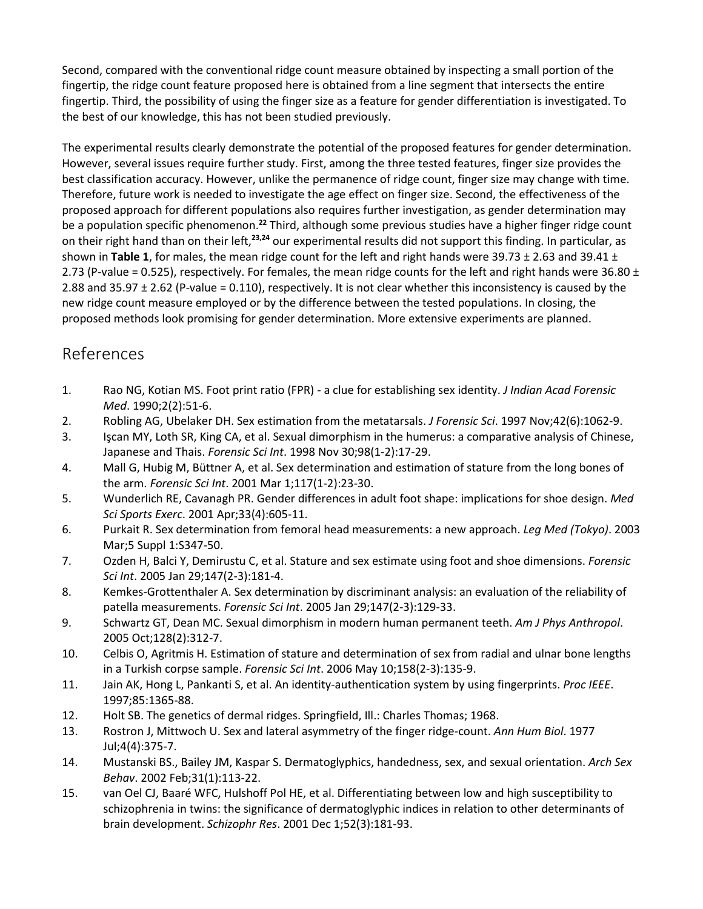Second, compared with the conventional ridge count measure obtained by inspecting a small portion of the fingertip, the ridge count feature proposed here is obtained from a line segment that intersects the entire fingertip. Third, the possibility of using the finger size as a feature for gender differentiation is investigated. To the best of our knowledge, this has not been studied previously.

The experimental results clearly demonstrate the potential of the proposed features for gender determination. However, several issues require further study. First, among the three tested features, finger size provides the best classification accuracy. However, unlike the permanence of ridge count, finger size may change with time. Therefore, future work is needed to investigate the age effect on finger size. Second, the effectiveness of the proposed approach for different populations also requires further investigation, as gender determination may be a population specific phenomenon.[22] Third, although some previous studies have a higher finger ridge count on their right hand than on their left,[23,24] our experimental results did not support this finding. In particular, as shown in **Table 1**, for males, the mean ridge count for the left and right hands were 39.73 ± 2.63 and 39.41 ± 2.73 (P-value = 0.525), respectively. For females, the mean ridge counts for the left and right hands were 36.80 ± 2.88 and 35.97 ± 2.62 (P-value = 0.110), respectively. It is not clear whether this inconsistency is caused by the new ridge count measure employed or by the difference between the tested populations. In closing, the proposed methods look promising for gender determination. More extensive experiments are planned.

## References

1. Rao NG, Kotian MS. Foot print ratio (FPR) - a clue for establishing sex identity. *J Indian Acad Forensic Med*. 1990;2(2):51-6.
2. Robling AG, Ubelaker DH. Sex estimation from the metatarsals. *J Forensic Sci*. 1997 Nov;42(6):1062-9.
3. Işcan MY, Loth SR, King CA, et al. Sexual dimorphism in the humerus: a comparative analysis of Chinese, Japanese and Thais. *Forensic Sci Int*. 1998 Nov 30;98(1-2):17-29.
4. Mall G, Hubig M, Büttner A, et al. Sex determination and estimation of stature from the long bones of the arm. *Forensic Sci Int*. 2001 Mar 1;117(1-2):23-30.
5. Wunderlich RE, Cavanagh PR. Gender differences in adult foot shape: implications for shoe design. *Med Sci Sports Exerc*. 2001 Apr;33(4):605-11.
6. Purkait R. Sex determination from femoral head measurements: a new approach. *Leg Med (Tokyo)*. 2003 Mar;5 Suppl 1:S347-50.
7. Ozden H, Balci Y, Demirustu C, et al. Stature and sex estimate using foot and shoe dimensions. *Forensic Sci Int*. 2005 Jan 29;147(2-3):181-4.
8. Kemkes-Grottenthaler A. Sex determination by discriminant analysis: an evaluation of the reliability of patella measurements. *Forensic Sci Int*. 2005 Jan 29;147(2-3):129-33.
9. Schwartz GT, Dean MC. Sexual dimorphism in modern human permanent teeth. *Am J Phys Anthropol*. 2005 Oct;128(2):312-7.
10. Celbis O, Agritmis H. Estimation of stature and determination of sex from radial and ulnar bone lengths in a Turkish corpse sample. *Forensic Sci Int*. 2006 May 10;158(2-3):135-9.
11. Jain AK, Hong L, Pankanti S, et al. An identity-authentication system by using fingerprints. *Proc IEEE*. 1997;85:1365-88.
12. Holt SB. The genetics of dermal ridges. Springfield, Ill.: Charles Thomas; 1968.
13. Rostron J, Mittwoch U. Sex and lateral asymmetry of the finger ridge-count. *Ann Hum Biol*. 1977 Jul;4(4):375-7.
14. Mustanski BS., Bailey JM, Kaspar S. Dermatoglyphics, handedness, sex, and sexual orientation. *Arch Sex Behav*. 2002 Feb;31(1):113-22.
15. van Oel CJ, Baaré WFC, Hulshoff Pol HE, et al. Differentiating between low and high susceptibility to schizophrenia in twins: the significance of dermatoglyphic indices in relation to other determinants of brain development. *Schizophr Res*. 2001 Dec 1;52(3):181-93.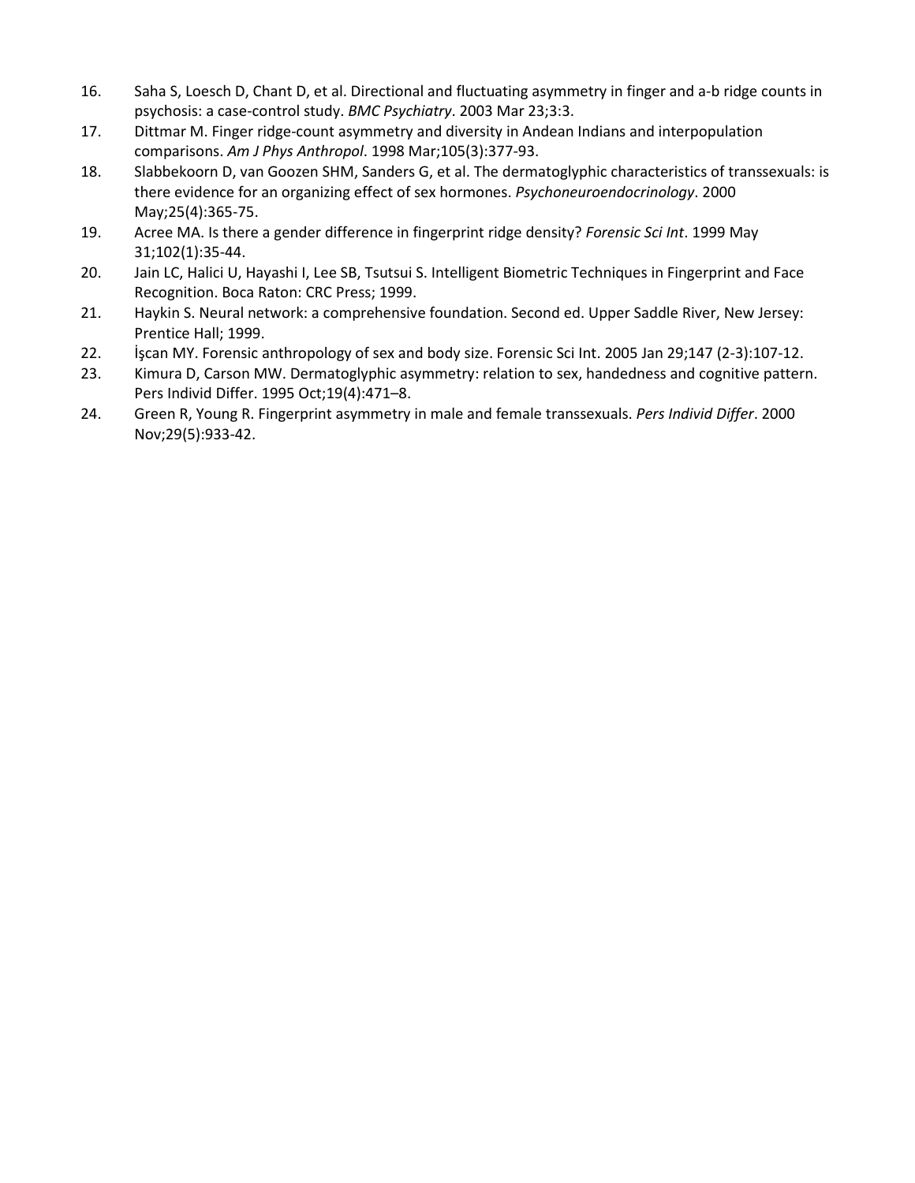16. Saha S, Loesch D, Chant D, et al. Directional and fluctuating asymmetry in finger and a-b ridge counts in psychosis: a case-control study. *BMC Psychiatry*. 2003 Mar 23;3:3.
17. Dittmar M. Finger ridge-count asymmetry and diversity in Andean Indians and interpopulation comparisons. *Am J Phys Anthropol*. 1998 Mar;105(3):377-93.
18. Slabbekoorn D, van Goozen SHM, Sanders G, et al. The dermatoglyphic characteristics of transsexuals: is there evidence for an organizing effect of sex hormones. *Psychoneuroendocrinology*. 2000 May;25(4):365-75.
19. Acree MA. Is there a gender difference in fingerprint ridge density? *Forensic Sci Int*. 1999 May 31;102(1):35-44.
20. Jain LC, Halici U, Hayashi I, Lee SB, Tsutsui S. Intelligent Biometric Techniques in Fingerprint and Face Recognition. Boca Raton: CRC Press; 1999.
21. Haykin S. Neural network: a comprehensive foundation. Second ed. Upper Saddle River, New Jersey: Prentice Hall; 1999.
22. İşcan MY. Forensic anthropology of sex and body size. Forensic Sci Int. 2005 Jan 29;147 (2-3):107-12.
23. Kimura D, Carson MW. Dermatoglyphic asymmetry: relation to sex, handedness and cognitive pattern. Pers Individ Differ. 1995 Oct;19(4):471–8.
24. Green R, Young R. Fingerprint asymmetry in male and female transsexuals. *Pers Individ Differ*. 2000 Nov;29(5):933-42.